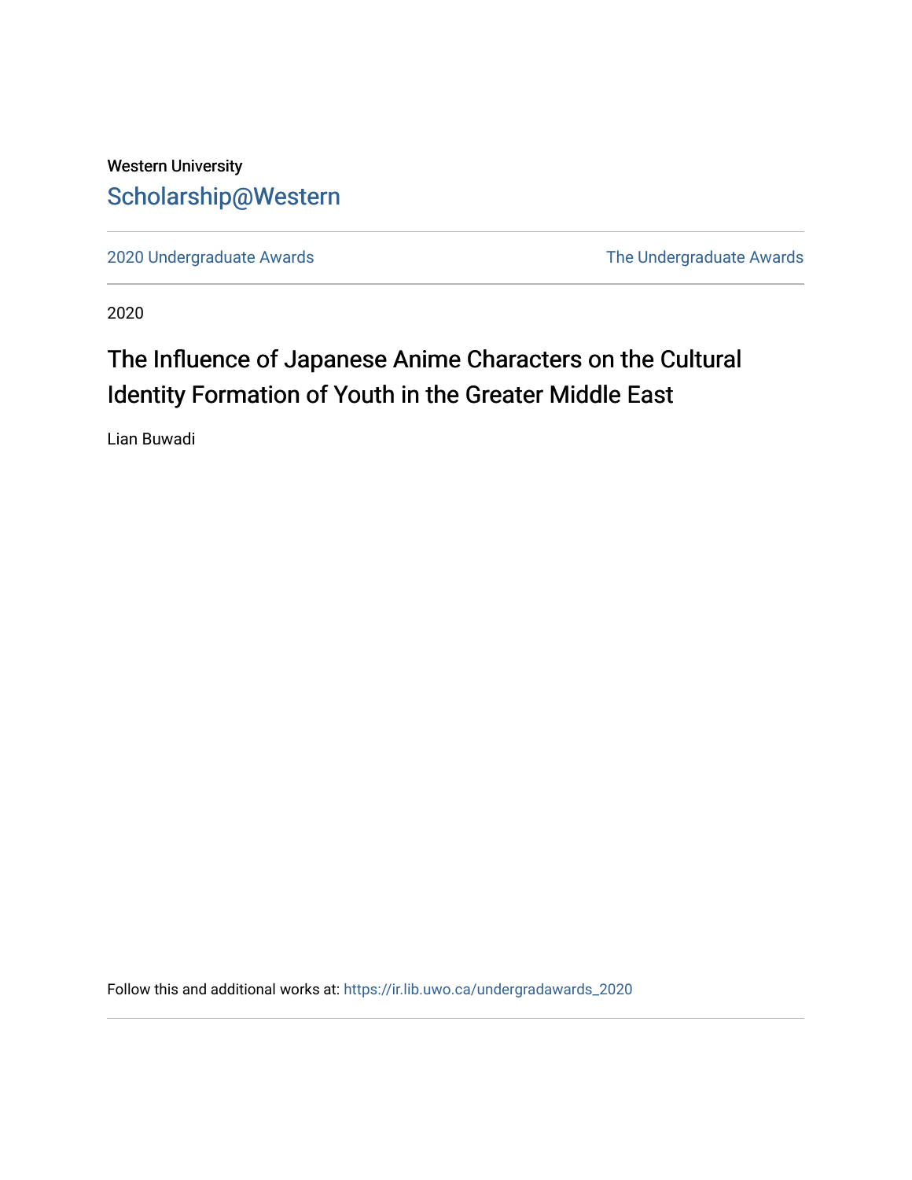Western University

Scholarship@Western

2020 Undergraduate Awards

The Undergraduate Awards

2020

# The Influence of Japanese Anime Characters on the Cultural Identity Formation of Youth in the Greater Middle East

Lian Buwadi

Follow this and additional works at: https://ir.lib.uwo.ca/undergradawards_2020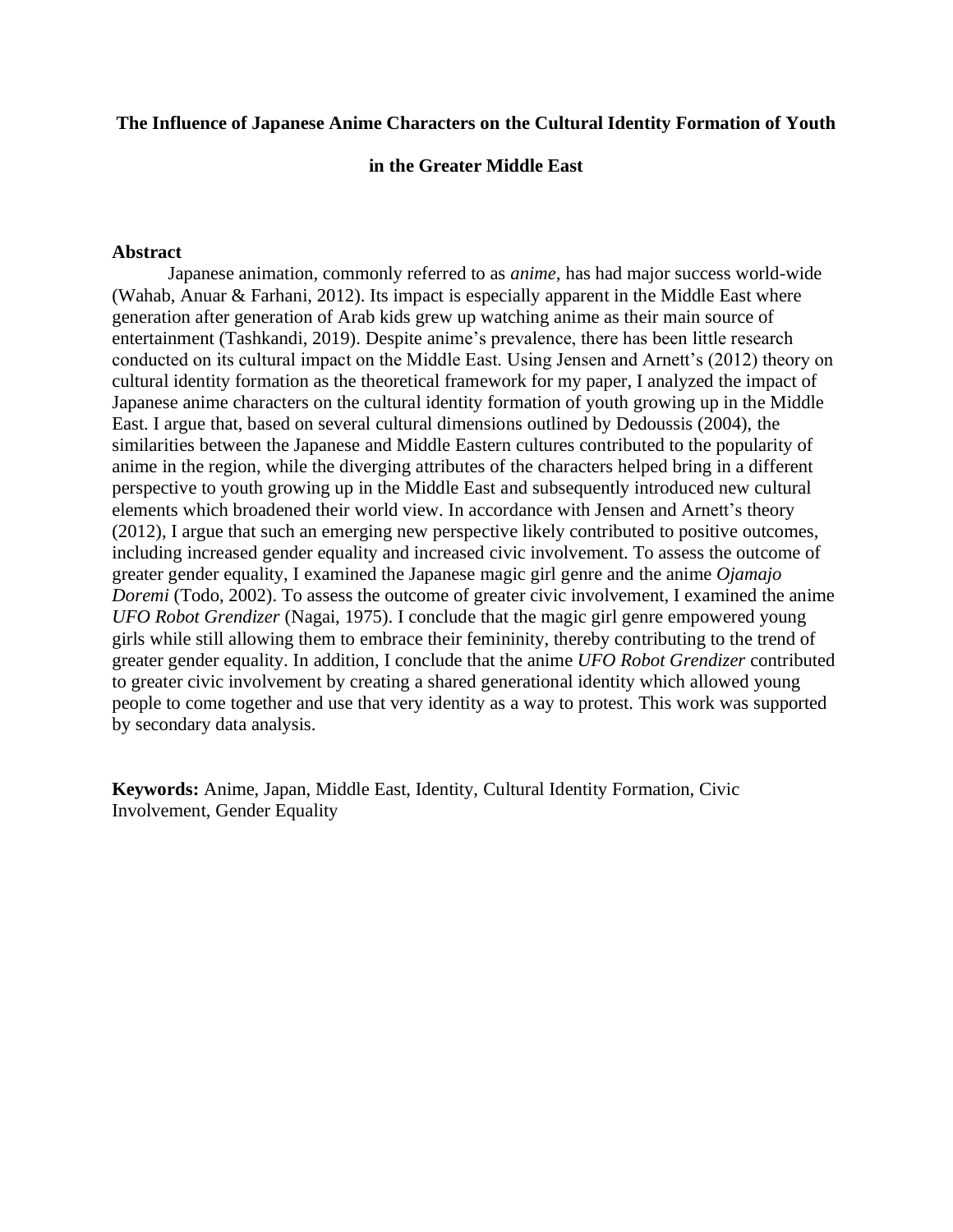**The Influence of Japanese Anime Characters on the Cultural Identity Formation of Youth in the Greater Middle East**

## Abstract

Japanese animation, commonly referred to as *anime*, has had major success world-wide (Wahab, Anuar & Farhani, 2012). Its impact is especially apparent in the Middle East where generation after generation of Arab kids grew up watching anime as their main source of entertainment (Tashkandi, 2019). Despite anime's prevalence, there has been little research conducted on its cultural impact on the Middle East. Using Jensen and Arnett's (2012) theory on cultural identity formation as the theoretical framework for my paper, I analyzed the impact of Japanese anime characters on the cultural identity formation of youth growing up in the Middle East. I argue that, based on several cultural dimensions outlined by Dedoussis (2004), the similarities between the Japanese and Middle Eastern cultures contributed to the popularity of anime in the region, while the diverging attributes of the characters helped bring in a different perspective to youth growing up in the Middle East and subsequently introduced new cultural elements which broadened their world view. In accordance with Jensen and Arnett's theory (2012), I argue that such an emerging new perspective likely contributed to positive outcomes, including increased gender equality and increased civic involvement. To assess the outcome of greater gender equality, I examined the Japanese magic girl genre and the anime *Ojamajo Doremi* (Todo, 2002). To assess the outcome of greater civic involvement, I examined the anime *UFO Robot Grendizer* (Nagai, 1975). I conclude that the magic girl genre empowered young girls while still allowing them to embrace their femininity, thereby contributing to the trend of greater gender equality. In addition, I conclude that the anime *UFO Robot Grendizer* contributed to greater civic involvement by creating a shared generational identity which allowed young people to come together and use that very identity as a way to protest. This work was supported by secondary data analysis.

**Keywords:** Anime, Japan, Middle East, Identity, Cultural Identity Formation, Civic Involvement, Gender Equality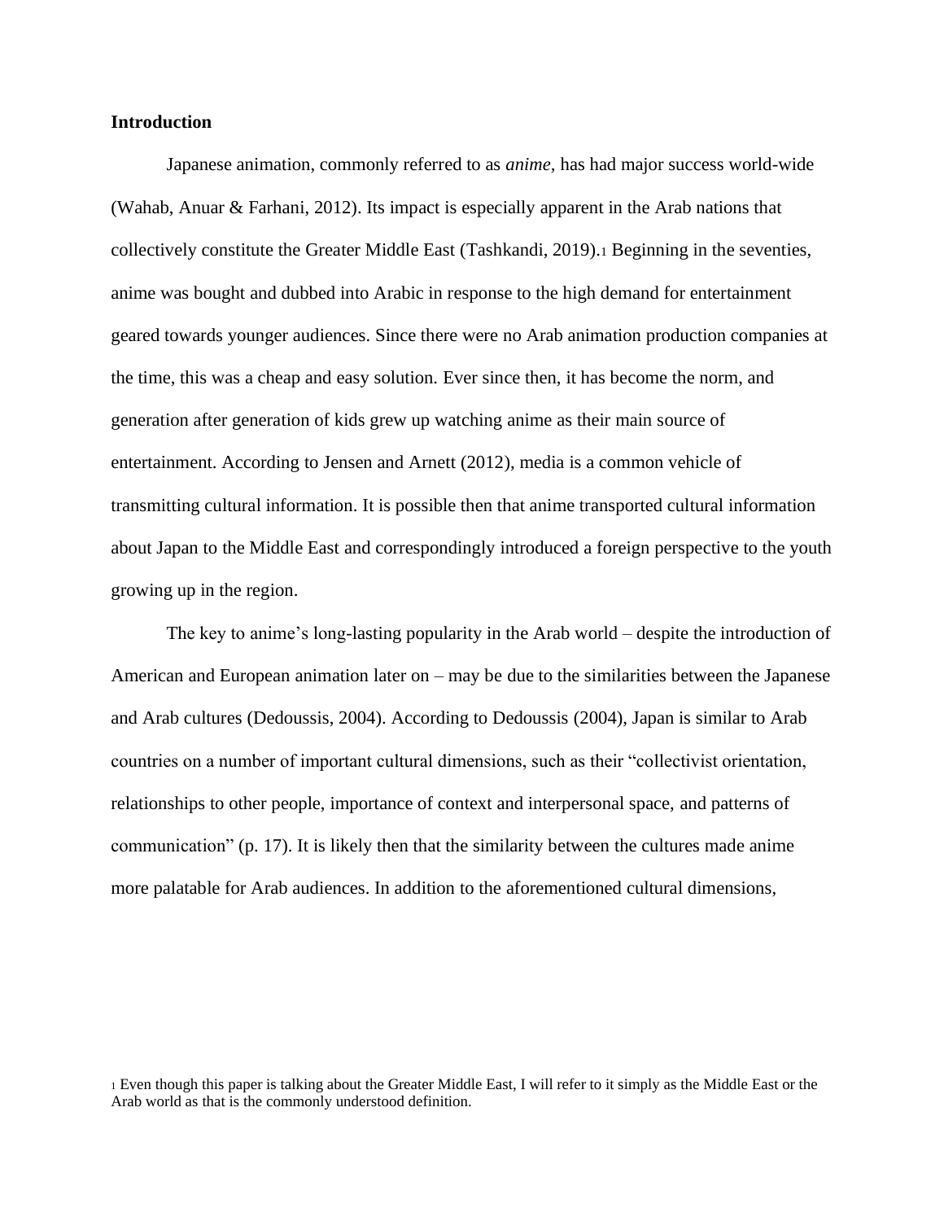## Introduction

Japanese animation, commonly referred to as *anime,* has had major success world-wide (Wahab, Anuar & Farhani, 2012). Its impact is especially apparent in the Arab nations that collectively constitute the Greater Middle East (Tashkandi, 2019).[1] Beginning in the seventies, anime was bought and dubbed into Arabic in response to the high demand for entertainment geared towards younger audiences. Since there were no Arab animation production companies at the time, this was a cheap and easy solution. Ever since then, it has become the norm, and generation after generation of kids grew up watching anime as their main source of entertainment. According to Jensen and Arnett (2012), media is a common vehicle of transmitting cultural information. It is possible then that anime transported cultural information about Japan to the Middle East and correspondingly introduced a foreign perspective to the youth growing up in the region.

The key to anime's long-lasting popularity in the Arab world – despite the introduction of American and European animation later on – may be due to the similarities between the Japanese and Arab cultures (Dedoussis, 2004). According to Dedoussis (2004), Japan is similar to Arab countries on a number of important cultural dimensions, such as their "collectivist orientation, relationships to other people, importance of context and interpersonal space, and patterns of communication" (p. 17). It is likely then that the similarity between the cultures made anime more palatable for Arab audiences. In addition to the aforementioned cultural dimensions,

[1] Even though this paper is talking about the Greater Middle East, I will refer to it simply as the Middle East or the Arab world as that is the commonly understood definition.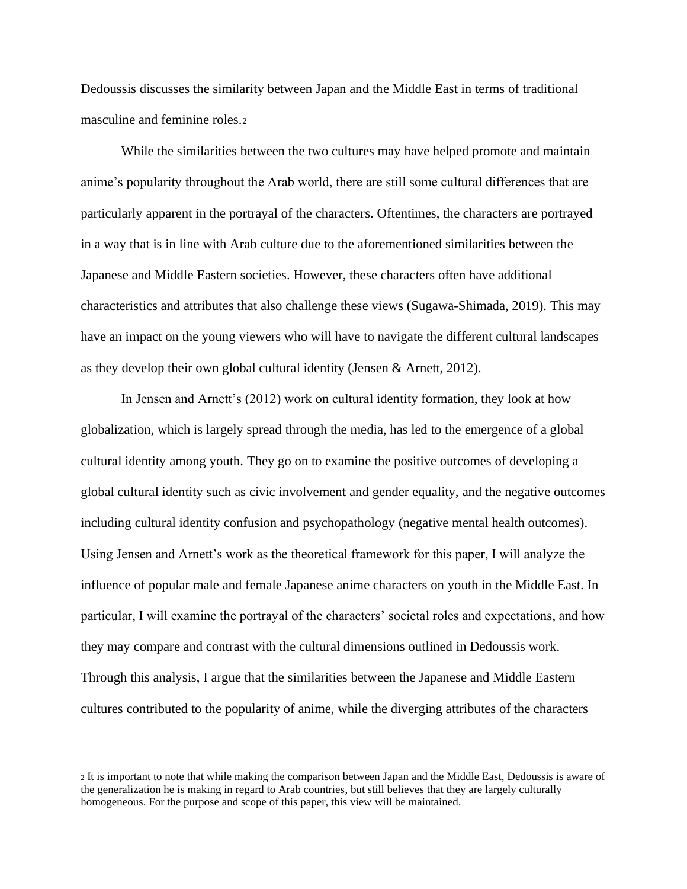Dedoussis discusses the similarity between Japan and the Middle East in terms of traditional masculine and feminine roles.[2]

While the similarities between the two cultures may have helped promote and maintain anime's popularity throughout the Arab world, there are still some cultural differences that are particularly apparent in the portrayal of the characters. Oftentimes, the characters are portrayed in a way that is in line with Arab culture due to the aforementioned similarities between the Japanese and Middle Eastern societies. However, these characters often have additional characteristics and attributes that also challenge these views (Sugawa-Shimada, 2019). This may have an impact on the young viewers who will have to navigate the different cultural landscapes as they develop their own global cultural identity (Jensen & Arnett, 2012).

In Jensen and Arnett's (2012) work on cultural identity formation, they look at how globalization, which is largely spread through the media, has led to the emergence of a global cultural identity among youth. They go on to examine the positive outcomes of developing a global cultural identity such as civic involvement and gender equality, and the negative outcomes including cultural identity confusion and psychopathology (negative mental health outcomes). Using Jensen and Arnett's work as the theoretical framework for this paper, I will analyze the influence of popular male and female Japanese anime characters on youth in the Middle East. In particular, I will examine the portrayal of the characters' societal roles and expectations, and how they may compare and contrast with the cultural dimensions outlined in Dedoussis work. Through this analysis, I argue that the similarities between the Japanese and Middle Eastern cultures contributed to the popularity of anime, while the diverging attributes of the characters

[2] It is important to note that while making the comparison between Japan and the Middle East, Dedoussis is aware of the generalization he is making in regard to Arab countries, but still believes that they are largely culturally homogeneous. For the purpose and scope of this paper, this view will be maintained.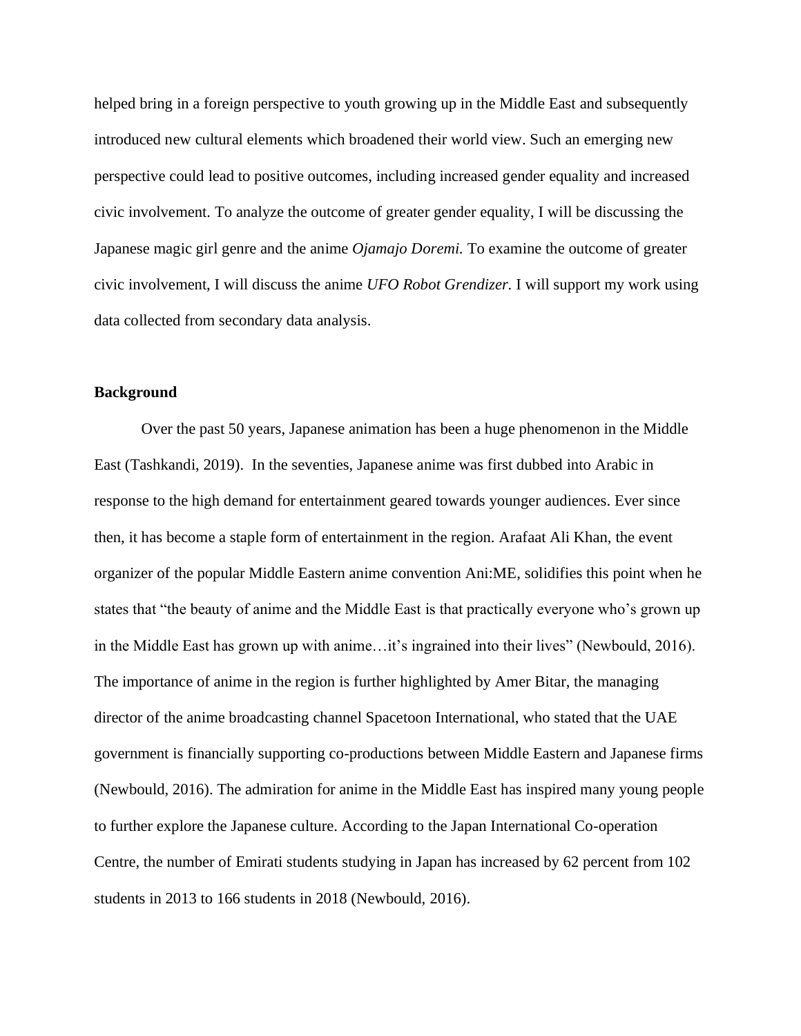helped bring in a foreign perspective to youth growing up in the Middle East and subsequently introduced new cultural elements which broadened their world view. Such an emerging new perspective could lead to positive outcomes, including increased gender equality and increased civic involvement. To analyze the outcome of greater gender equality, I will be discussing the Japanese magic girl genre and the anime *Ojamajo Doremi.* To examine the outcome of greater civic involvement, I will discuss the anime *UFO Robot Grendizer.* I will support my work using data collected from secondary data analysis.

**Background**

Over the past 50 years, Japanese animation has been a huge phenomenon in the Middle East (Tashkandi, 2019). In the seventies, Japanese anime was first dubbed into Arabic in response to the high demand for entertainment geared towards younger audiences. Ever since then, it has become a staple form of entertainment in the region. Arafaat Ali Khan, the event organizer of the popular Middle Eastern anime convention Ani:ME, solidifies this point when he states that "the beauty of anime and the Middle East is that practically everyone who's grown up in the Middle East has grown up with anime…it's ingrained into their lives" (Newbould, 2016). The importance of anime in the region is further highlighted by Amer Bitar, the managing director of the anime broadcasting channel Spacetoon International, who stated that the UAE government is financially supporting co-productions between Middle Eastern and Japanese firms (Newbould, 2016). The admiration for anime in the Middle East has inspired many young people to further explore the Japanese culture. According to the Japan International Co-operation Centre, the number of Emirati students studying in Japan has increased by 62 percent from 102 students in 2013 to 166 students in 2018 (Newbould, 2016).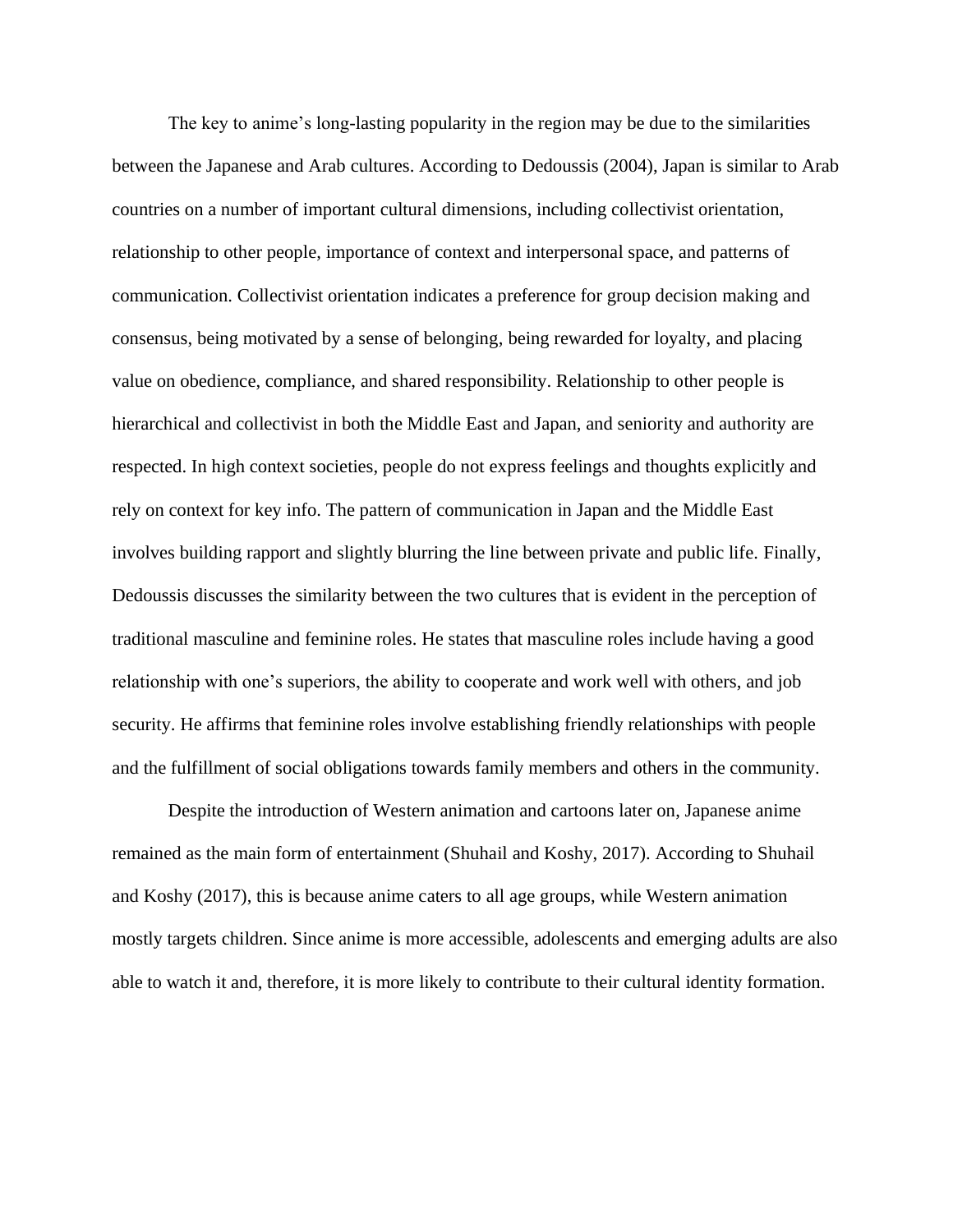The key to anime's long-lasting popularity in the region may be due to the similarities between the Japanese and Arab cultures. According to Dedoussis (2004), Japan is similar to Arab countries on a number of important cultural dimensions, including collectivist orientation, relationship to other people, importance of context and interpersonal space, and patterns of communication. Collectivist orientation indicates a preference for group decision making and consensus, being motivated by a sense of belonging, being rewarded for loyalty, and placing value on obedience, compliance, and shared responsibility. Relationship to other people is hierarchical and collectivist in both the Middle East and Japan, and seniority and authority are respected. In high context societies, people do not express feelings and thoughts explicitly and rely on context for key info. The pattern of communication in Japan and the Middle East involves building rapport and slightly blurring the line between private and public life. Finally, Dedoussis discusses the similarity between the two cultures that is evident in the perception of traditional masculine and feminine roles. He states that masculine roles include having a good relationship with one's superiors, the ability to cooperate and work well with others, and job security. He affirms that feminine roles involve establishing friendly relationships with people and the fulfillment of social obligations towards family members and others in the community.

Despite the introduction of Western animation and cartoons later on, Japanese anime remained as the main form of entertainment (Shuhail and Koshy, 2017). According to Shuhail and Koshy (2017), this is because anime caters to all age groups, while Western animation mostly targets children. Since anime is more accessible, adolescents and emerging adults are also able to watch it and, therefore, it is more likely to contribute to their cultural identity formation.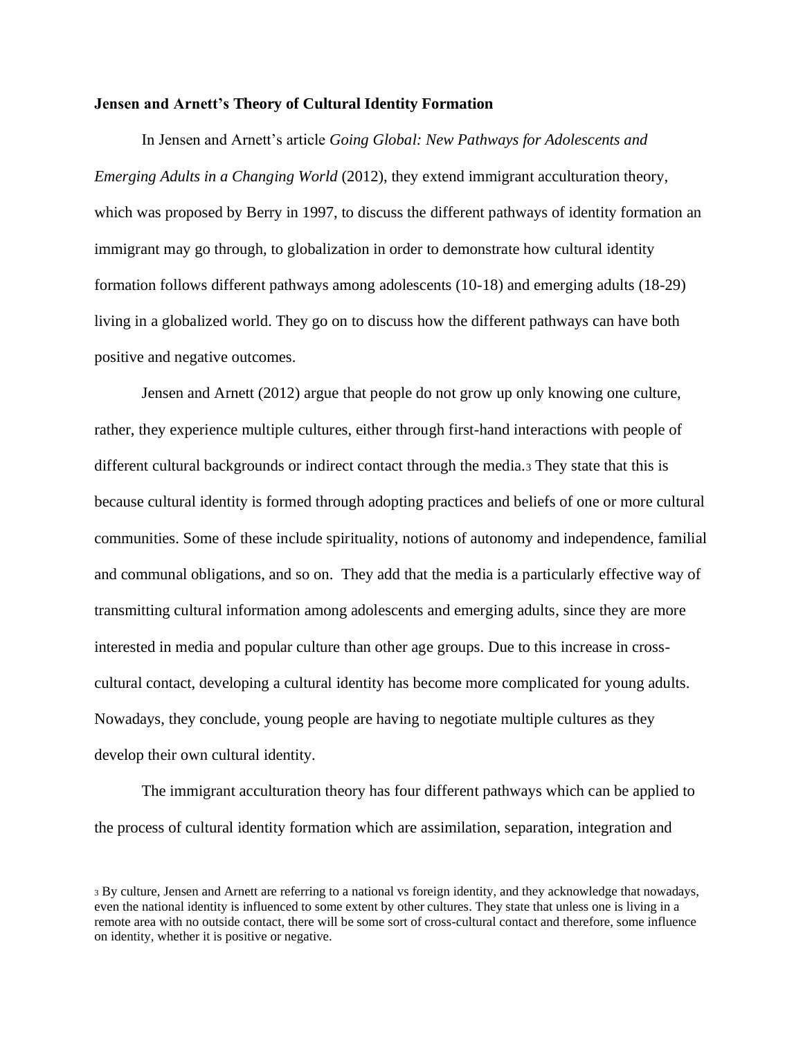**Jensen and Arnett's Theory of Cultural Identity Formation**

In Jensen and Arnett's article *Going Global: New Pathways for Adolescents and Emerging Adults in a Changing World* (2012), they extend immigrant acculturation theory, which was proposed by Berry in 1997, to discuss the different pathways of identity formation an immigrant may go through, to globalization in order to demonstrate how cultural identity formation follows different pathways among adolescents (10-18) and emerging adults (18-29) living in a globalized world. They go on to discuss how the different pathways can have both positive and negative outcomes.

Jensen and Arnett (2012) argue that people do not grow up only knowing one culture, rather, they experience multiple cultures, either through first-hand interactions with people of different cultural backgrounds or indirect contact through the media.[3] They state that this is because cultural identity is formed through adopting practices and beliefs of one or more cultural communities. Some of these include spirituality, notions of autonomy and independence, familial and communal obligations, and so on. They add that the media is a particularly effective way of transmitting cultural information among adolescents and emerging adults, since they are more interested in media and popular culture than other age groups. Due to this increase in cross-cultural contact, developing a cultural identity has become more complicated for young adults. Nowadays, they conclude, young people are having to negotiate multiple cultures as they develop their own cultural identity.

The immigrant acculturation theory has four different pathways which can be applied to the process of cultural identity formation which are assimilation, separation, integration and

[3] By culture, Jensen and Arnett are referring to a national vs foreign identity, and they acknowledge that nowadays, even the national identity is influenced to some extent by other cultures. They state that unless one is living in a remote area with no outside contact, there will be some sort of cross-cultural contact and therefore, some influence on identity, whether it is positive or negative.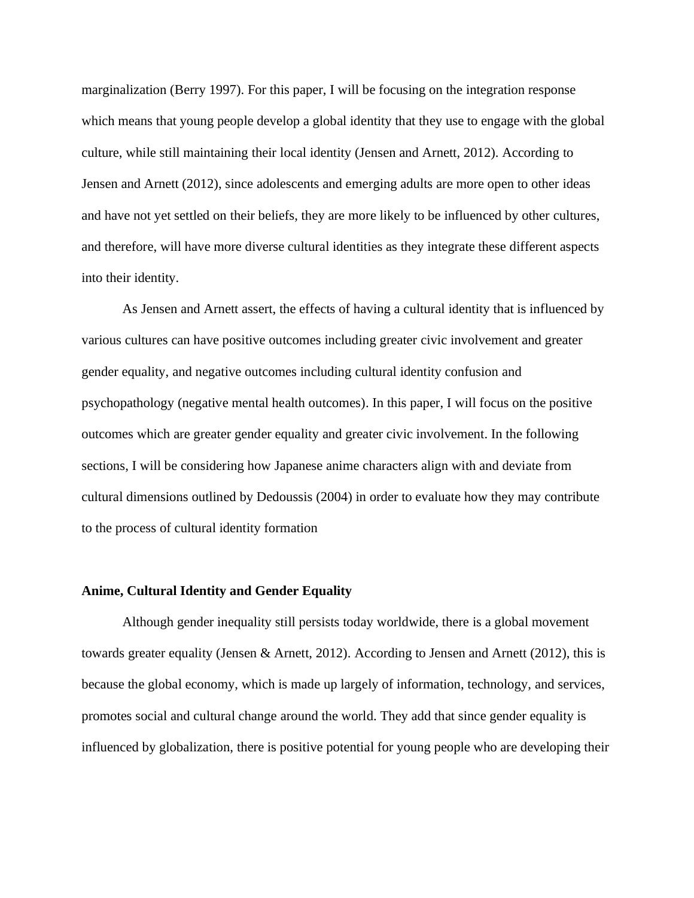marginalization (Berry 1997). For this paper, I will be focusing on the integration response which means that young people develop a global identity that they use to engage with the global culture, while still maintaining their local identity (Jensen and Arnett, 2012). According to Jensen and Arnett (2012), since adolescents and emerging adults are more open to other ideas and have not yet settled on their beliefs, they are more likely to be influenced by other cultures, and therefore, will have more diverse cultural identities as they integrate these different aspects into their identity.

As Jensen and Arnett assert, the effects of having a cultural identity that is influenced by various cultures can have positive outcomes including greater civic involvement and greater gender equality, and negative outcomes including cultural identity confusion and psychopathology (negative mental health outcomes). In this paper, I will focus on the positive outcomes which are greater gender equality and greater civic involvement. In the following sections, I will be considering how Japanese anime characters align with and deviate from cultural dimensions outlined by Dedoussis (2004) in order to evaluate how they may contribute to the process of cultural identity formation

**Anime, Cultural Identity and Gender Equality**

Although gender inequality still persists today worldwide, there is a global movement towards greater equality (Jensen & Arnett, 2012). According to Jensen and Arnett (2012), this is because the global economy, which is made up largely of information, technology, and services, promotes social and cultural change around the world. They add that since gender equality is influenced by globalization, there is positive potential for young people who are developing their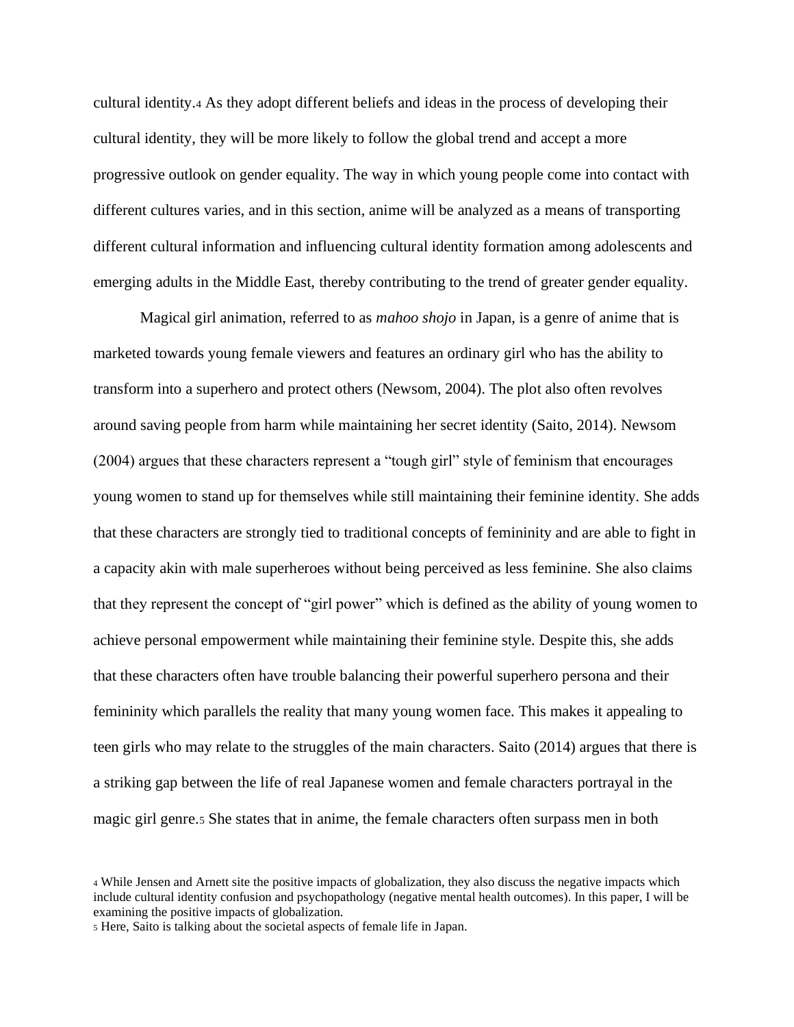cultural identity.[4] As they adopt different beliefs and ideas in the process of developing their cultural identity, they will be more likely to follow the global trend and accept a more progressive outlook on gender equality. The way in which young people come into contact with different cultures varies, and in this section, anime will be analyzed as a means of transporting different cultural information and influencing cultural identity formation among adolescents and emerging adults in the Middle East, thereby contributing to the trend of greater gender equality.

Magical girl animation, referred to as *mahoo shojo* in Japan, is a genre of anime that is marketed towards young female viewers and features an ordinary girl who has the ability to transform into a superhero and protect others (Newsom, 2004). The plot also often revolves around saving people from harm while maintaining her secret identity (Saito, 2014). Newsom (2004) argues that these characters represent a "tough girl" style of feminism that encourages young women to stand up for themselves while still maintaining their feminine identity. She adds that these characters are strongly tied to traditional concepts of femininity and are able to fight in a capacity akin with male superheroes without being perceived as less feminine. She also claims that they represent the concept of "girl power" which is defined as the ability of young women to achieve personal empowerment while maintaining their feminine style. Despite this, she adds that these characters often have trouble balancing their powerful superhero persona and their femininity which parallels the reality that many young women face. This makes it appealing to teen girls who may relate to the struggles of the main characters. Saito (2014) argues that there is a striking gap between the life of real Japanese women and female characters portrayal in the magic girl genre.[5] She states that in anime, the female characters often surpass men in both

[4] While Jensen and Arnett site the positive impacts of globalization, they also discuss the negative impacts which include cultural identity confusion and psychopathology (negative mental health outcomes). In this paper, I will be examining the positive impacts of globalization.

[5] Here, Saito is talking about the societal aspects of female life in Japan.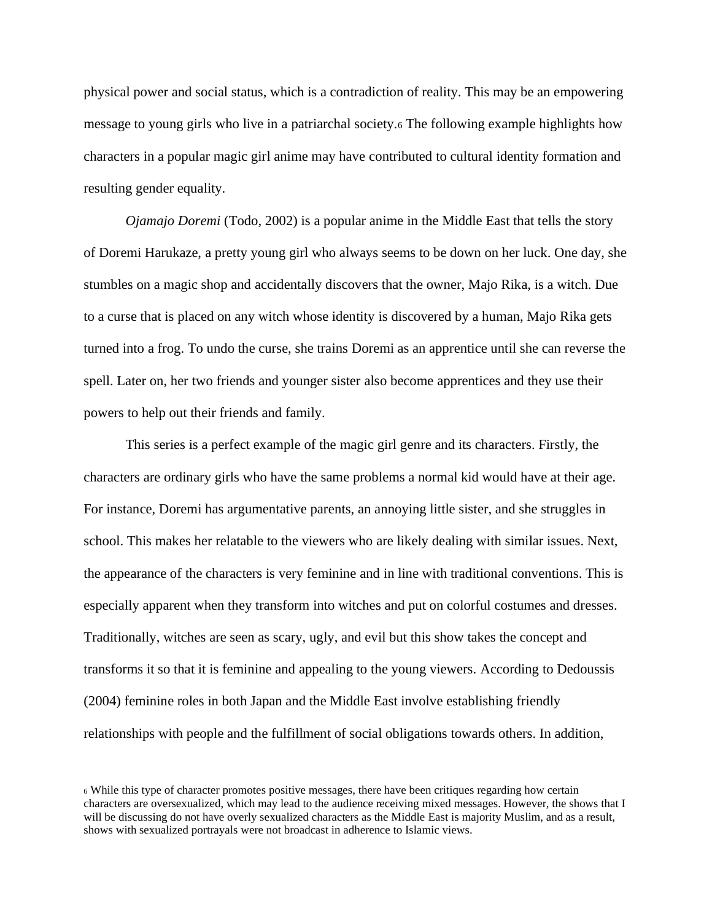physical power and social status, which is a contradiction of reality. This may be an empowering message to young girls who live in a patriarchal society.[6] The following example highlights how characters in a popular magic girl anime may have contributed to cultural identity formation and resulting gender equality.

*Ojamajo Doremi* (Todo, 2002) is a popular anime in the Middle East that tells the story of Doremi Harukaze, a pretty young girl who always seems to be down on her luck. One day, she stumbles on a magic shop and accidentally discovers that the owner, Majo Rika, is a witch. Due to a curse that is placed on any witch whose identity is discovered by a human, Majo Rika gets turned into a frog. To undo the curse, she trains Doremi as an apprentice until she can reverse the spell. Later on, her two friends and younger sister also become apprentices and they use their powers to help out their friends and family.

This series is a perfect example of the magic girl genre and its characters. Firstly, the characters are ordinary girls who have the same problems a normal kid would have at their age. For instance, Doremi has argumentative parents, an annoying little sister, and she struggles in school. This makes her relatable to the viewers who are likely dealing with similar issues. Next, the appearance of the characters is very feminine and in line with traditional conventions. This is especially apparent when they transform into witches and put on colorful costumes and dresses. Traditionally, witches are seen as scary, ugly, and evil but this show takes the concept and transforms it so that it is feminine and appealing to the young viewers. According to Dedoussis (2004) feminine roles in both Japan and the Middle East involve establishing friendly relationships with people and the fulfillment of social obligations towards others. In addition,

[6] While this type of character promotes positive messages, there have been critiques regarding how certain characters are oversexualized, which may lead to the audience receiving mixed messages. However, the shows that I will be discussing do not have overly sexualized characters as the Middle East is majority Muslim, and as a result, shows with sexualized portrayals were not broadcast in adherence to Islamic views.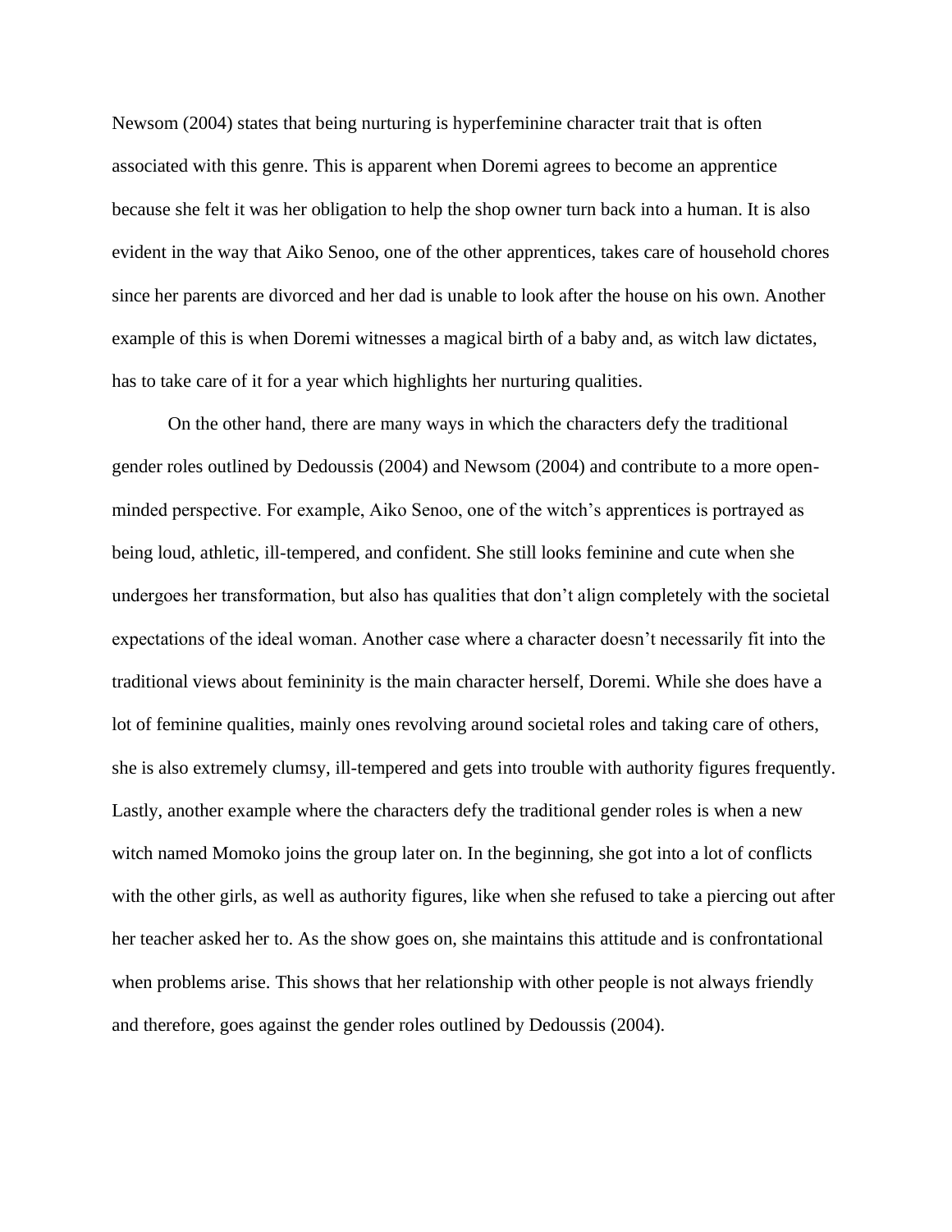Newsom (2004) states that being nurturing is hyperfeminine character trait that is often associated with this genre. This is apparent when Doremi agrees to become an apprentice because she felt it was her obligation to help the shop owner turn back into a human. It is also evident in the way that Aiko Senoo, one of the other apprentices, takes care of household chores since her parents are divorced and her dad is unable to look after the house on his own. Another example of this is when Doremi witnesses a magical birth of a baby and, as witch law dictates, has to take care of it for a year which highlights her nurturing qualities.

On the other hand, there are many ways in which the characters defy the traditional gender roles outlined by Dedoussis (2004) and Newsom (2004) and contribute to a more open-minded perspective. For example, Aiko Senoo, one of the witch's apprentices is portrayed as being loud, athletic, ill-tempered, and confident. She still looks feminine and cute when she undergoes her transformation, but also has qualities that don't align completely with the societal expectations of the ideal woman. Another case where a character doesn't necessarily fit into the traditional views about femininity is the main character herself, Doremi. While she does have a lot of feminine qualities, mainly ones revolving around societal roles and taking care of others, she is also extremely clumsy, ill-tempered and gets into trouble with authority figures frequently. Lastly, another example where the characters defy the traditional gender roles is when a new witch named Momoko joins the group later on. In the beginning, she got into a lot of conflicts with the other girls, as well as authority figures, like when she refused to take a piercing out after her teacher asked her to. As the show goes on, she maintains this attitude and is confrontational when problems arise. This shows that her relationship with other people is not always friendly and therefore, goes against the gender roles outlined by Dedoussis (2004).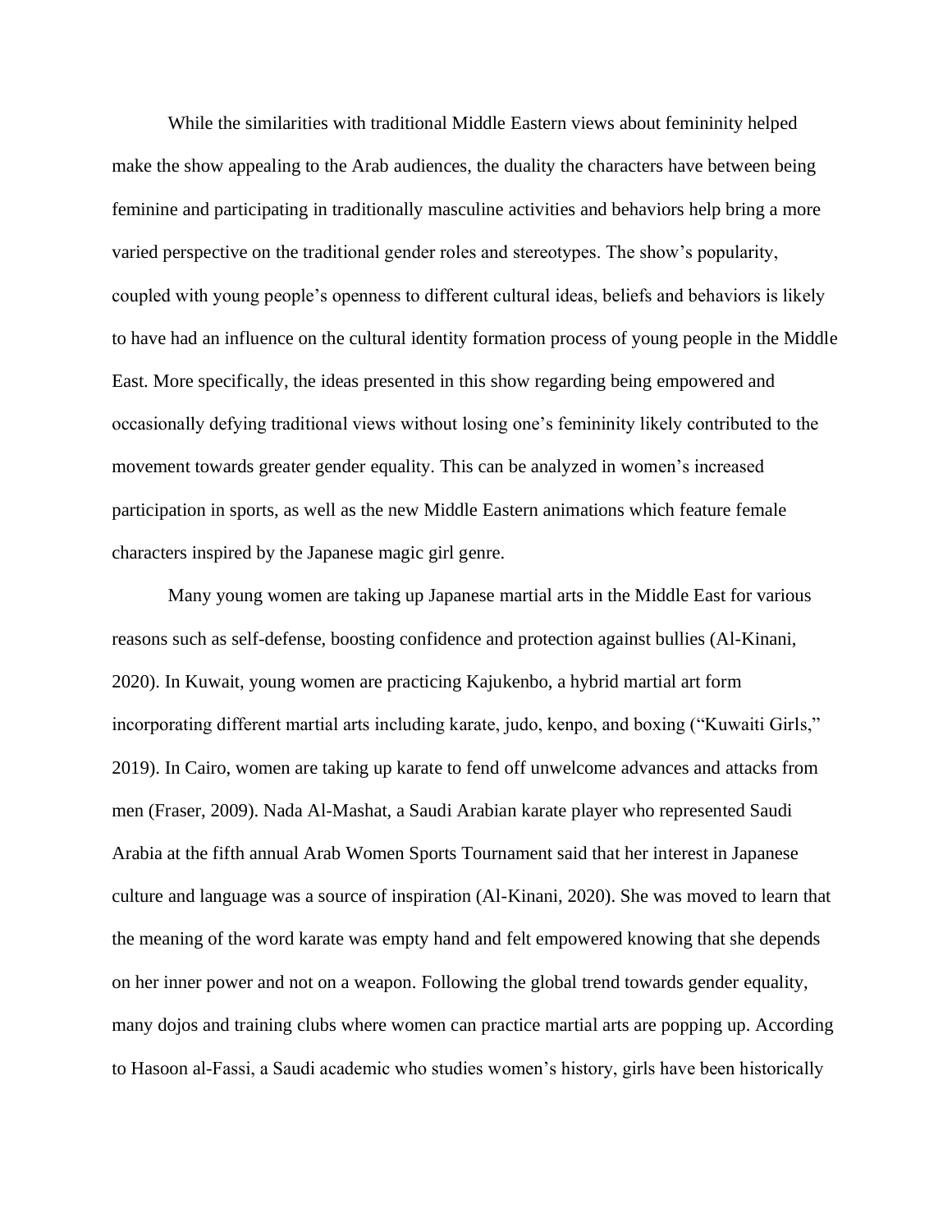While the similarities with traditional Middle Eastern views about femininity helped make the show appealing to the Arab audiences, the duality the characters have between being feminine and participating in traditionally masculine activities and behaviors help bring a more varied perspective on the traditional gender roles and stereotypes. The show's popularity, coupled with young people's openness to different cultural ideas, beliefs and behaviors is likely to have had an influence on the cultural identity formation process of young people in the Middle East. More specifically, the ideas presented in this show regarding being empowered and occasionally defying traditional views without losing one's femininity likely contributed to the movement towards greater gender equality. This can be analyzed in women's increased participation in sports, as well as the new Middle Eastern animations which feature female characters inspired by the Japanese magic girl genre.

Many young women are taking up Japanese martial arts in the Middle East for various reasons such as self-defense, boosting confidence and protection against bullies (Al-Kinani, 2020). In Kuwait, young women are practicing Kajukenbo, a hybrid martial art form incorporating different martial arts including karate, judo, kenpo, and boxing ("Kuwaiti Girls," 2019). In Cairo, women are taking up karate to fend off unwelcome advances and attacks from men (Fraser, 2009). Nada Al-Mashat, a Saudi Arabian karate player who represented Saudi Arabia at the fifth annual Arab Women Sports Tournament said that her interest in Japanese culture and language was a source of inspiration (Al-Kinani, 2020). She was moved to learn that the meaning of the word karate was empty hand and felt empowered knowing that she depends on her inner power and not on a weapon. Following the global trend towards gender equality, many dojos and training clubs where women can practice martial arts are popping up. According to Hasoon al-Fassi, a Saudi academic who studies women's history, girls have been historically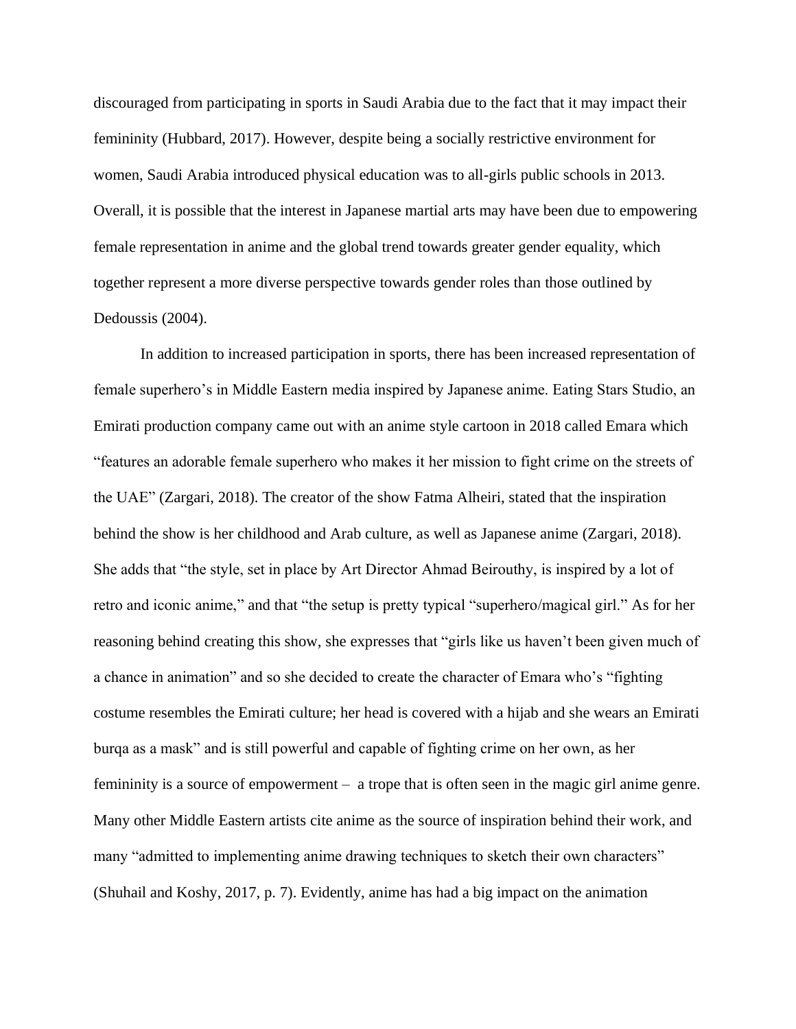discouraged from participating in sports in Saudi Arabia due to the fact that it may impact their femininity (Hubbard, 2017). However, despite being a socially restrictive environment for women, Saudi Arabia introduced physical education was to all-girls public schools in 2013. Overall, it is possible that the interest in Japanese martial arts may have been due to empowering female representation in anime and the global trend towards greater gender equality, which together represent a more diverse perspective towards gender roles than those outlined by Dedoussis (2004).

In addition to increased participation in sports, there has been increased representation of female superhero's in Middle Eastern media inspired by Japanese anime. Eating Stars Studio, an Emirati production company came out with an anime style cartoon in 2018 called Emara which "features an adorable female superhero who makes it her mission to fight crime on the streets of the UAE" (Zargari, 2018). The creator of the show Fatma Alheiri, stated that the inspiration behind the show is her childhood and Arab culture, as well as Japanese anime (Zargari, 2018). She adds that "the style, set in place by Art Director Ahmad Beirouthy, is inspired by a lot of retro and iconic anime," and that "the setup is pretty typical "superhero/magical girl." As for her reasoning behind creating this show, she expresses that "girls like us haven't been given much of a chance in animation" and so she decided to create the character of Emara who's "fighting costume resembles the Emirati culture; her head is covered with a hijab and she wears an Emirati burqa as a mask" and is still powerful and capable of fighting crime on her own, as her femininity is a source of empowerment – a trope that is often seen in the magic girl anime genre. Many other Middle Eastern artists cite anime as the source of inspiration behind their work, and many "admitted to implementing anime drawing techniques to sketch their own characters" (Shuhail and Koshy, 2017, p. 7). Evidently, anime has had a big impact on the animation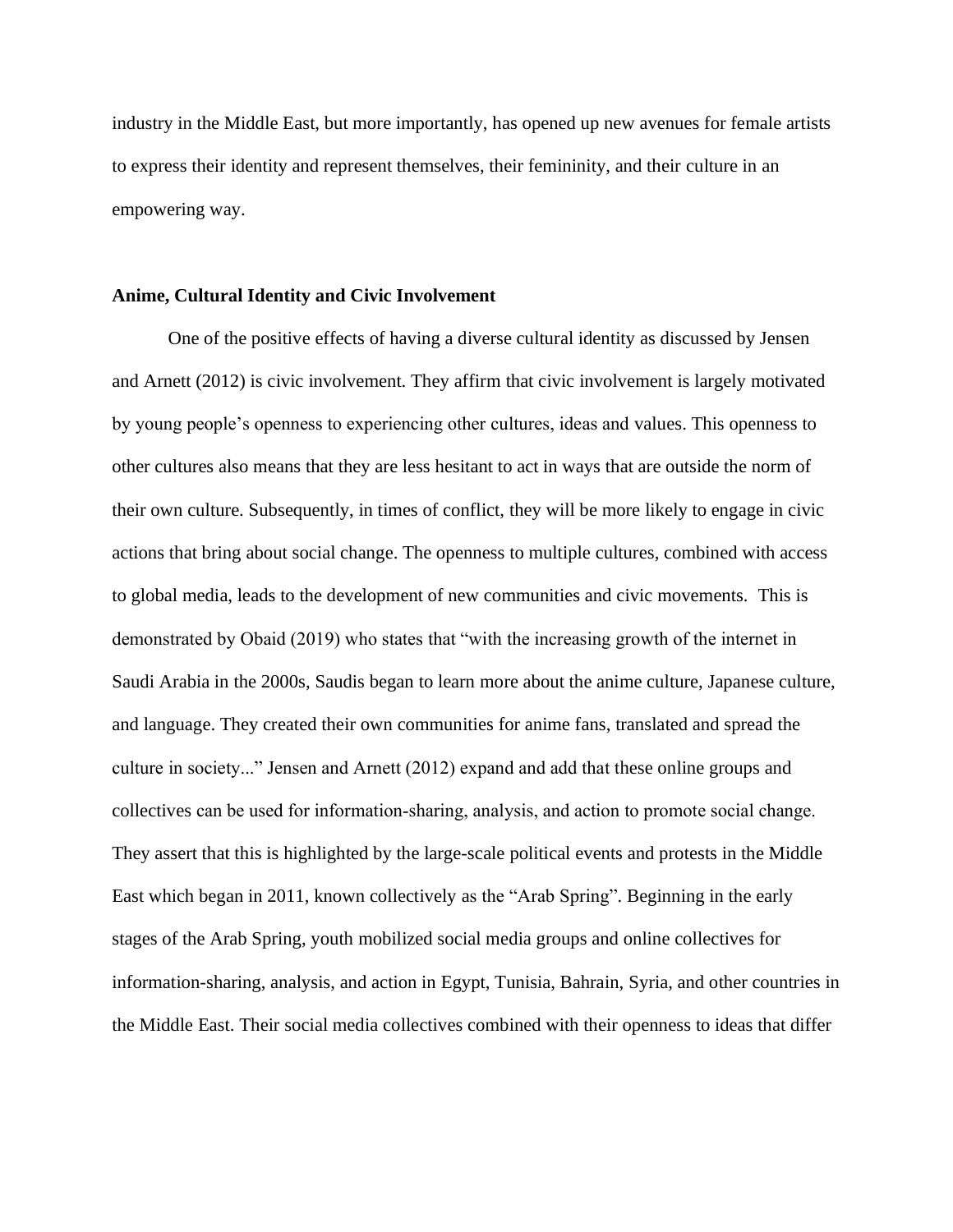industry in the Middle East, but more importantly, has opened up new avenues for female artists to express their identity and represent themselves, their femininity, and their culture in an empowering way.

### Anime, Cultural Identity and Civic Involvement

One of the positive effects of having a diverse cultural identity as discussed by Jensen and Arnett (2012) is civic involvement. They affirm that civic involvement is largely motivated by young people's openness to experiencing other cultures, ideas and values. This openness to other cultures also means that they are less hesitant to act in ways that are outside the norm of their own culture. Subsequently, in times of conflict, they will be more likely to engage in civic actions that bring about social change. The openness to multiple cultures, combined with access to global media, leads to the development of new communities and civic movements. This is demonstrated by Obaid (2019) who states that "with the increasing growth of the internet in Saudi Arabia in the 2000s, Saudis began to learn more about the anime culture, Japanese culture, and language. They created their own communities for anime fans, translated and spread the culture in society..." Jensen and Arnett (2012) expand and add that these online groups and collectives can be used for information-sharing, analysis, and action to promote social change. They assert that this is highlighted by the large-scale political events and protests in the Middle East which began in 2011, known collectively as the "Arab Spring". Beginning in the early stages of the Arab Spring, youth mobilized social media groups and online collectives for information-sharing, analysis, and action in Egypt, Tunisia, Bahrain, Syria, and other countries in the Middle East. Their social media collectives combined with their openness to ideas that differ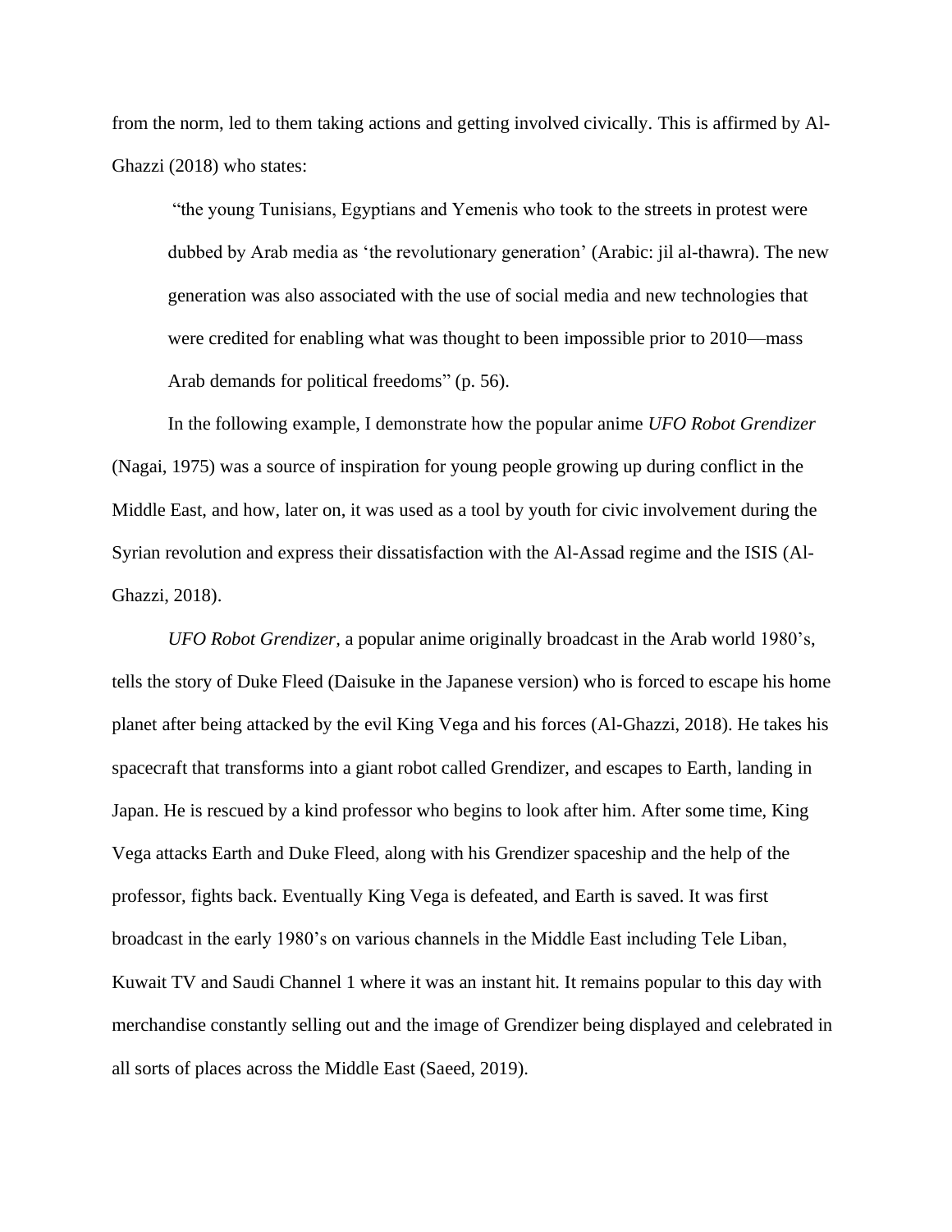from the norm, led to them taking actions and getting involved civically. This is affirmed by Al-Ghazzi (2018) who states:

> "the young Tunisians, Egyptians and Yemenis who took to the streets in protest were dubbed by Arab media as 'the revolutionary generation' (Arabic: jil al-thawra). The new generation was also associated with the use of social media and new technologies that were credited for enabling what was thought to been impossible prior to 2010—mass Arab demands for political freedoms" (p. 56).

In the following example, I demonstrate how the popular anime *UFO Robot Grendizer* (Nagai, 1975) was a source of inspiration for young people growing up during conflict in the Middle East, and how, later on, it was used as a tool by youth for civic involvement during the Syrian revolution and express their dissatisfaction with the Al-Assad regime and the ISIS (Al-Ghazzi, 2018).

*UFO Robot Grendizer*, a popular anime originally broadcast in the Arab world 1980's, tells the story of Duke Fleed (Daisuke in the Japanese version) who is forced to escape his home planet after being attacked by the evil King Vega and his forces (Al-Ghazzi, 2018). He takes his spacecraft that transforms into a giant robot called Grendizer, and escapes to Earth, landing in Japan. He is rescued by a kind professor who begins to look after him. After some time, King Vega attacks Earth and Duke Fleed, along with his Grendizer spaceship and the help of the professor, fights back. Eventually King Vega is defeated, and Earth is saved. It was first broadcast in the early 1980's on various channels in the Middle East including Tele Liban, Kuwait TV and Saudi Channel 1 where it was an instant hit. It remains popular to this day with merchandise constantly selling out and the image of Grendizer being displayed and celebrated in all sorts of places across the Middle East (Saeed, 2019).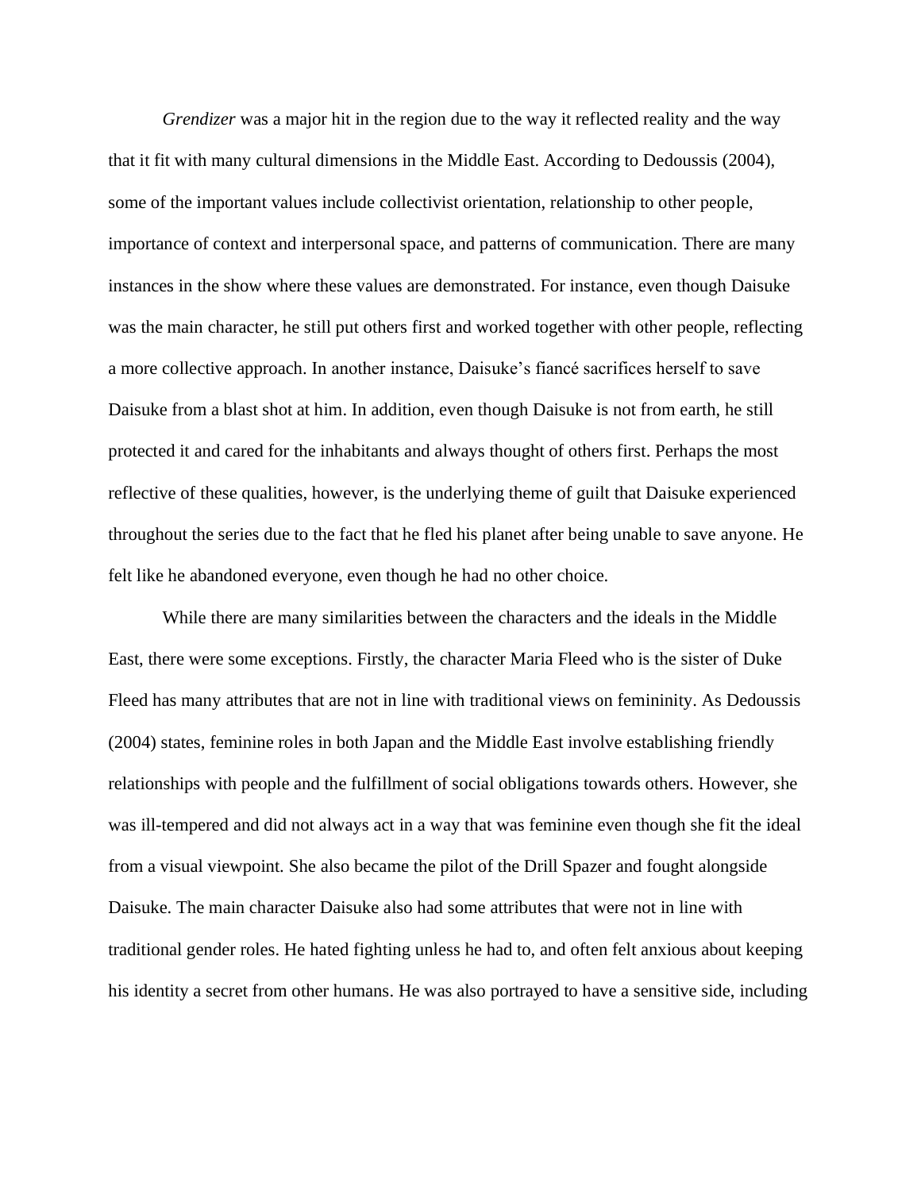*Grendizer* was a major hit in the region due to the way it reflected reality and the way that it fit with many cultural dimensions in the Middle East. According to Dedoussis (2004), some of the important values include collectivist orientation, relationship to other people, importance of context and interpersonal space, and patterns of communication. There are many instances in the show where these values are demonstrated. For instance, even though Daisuke was the main character, he still put others first and worked together with other people, reflecting a more collective approach. In another instance, Daisuke's fiancé sacrifices herself to save Daisuke from a blast shot at him. In addition, even though Daisuke is not from earth, he still protected it and cared for the inhabitants and always thought of others first. Perhaps the most reflective of these qualities, however, is the underlying theme of guilt that Daisuke experienced throughout the series due to the fact that he fled his planet after being unable to save anyone. He felt like he abandoned everyone, even though he had no other choice.

While there are many similarities between the characters and the ideals in the Middle East, there were some exceptions. Firstly, the character Maria Fleed who is the sister of Duke Fleed has many attributes that are not in line with traditional views on femininity. As Dedoussis (2004) states, feminine roles in both Japan and the Middle East involve establishing friendly relationships with people and the fulfillment of social obligations towards others. However, she was ill-tempered and did not always act in a way that was feminine even though she fit the ideal from a visual viewpoint. She also became the pilot of the Drill Spazer and fought alongside Daisuke. The main character Daisuke also had some attributes that were not in line with traditional gender roles. He hated fighting unless he had to, and often felt anxious about keeping his identity a secret from other humans. He was also portrayed to have a sensitive side, including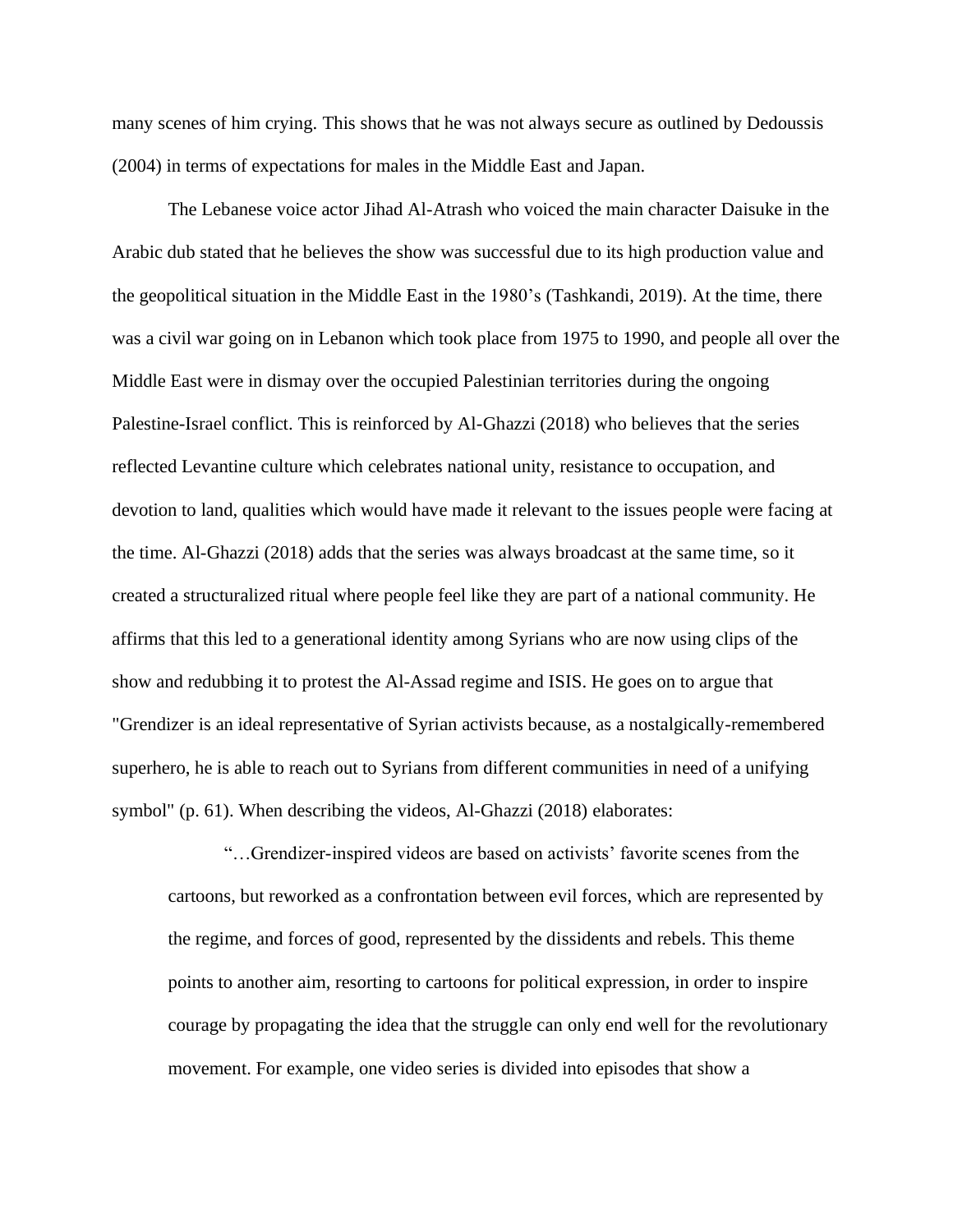many scenes of him crying. This shows that he was not always secure as outlined by Dedoussis (2004) in terms of expectations for males in the Middle East and Japan.

The Lebanese voice actor Jihad Al-Atrash who voiced the main character Daisuke in the Arabic dub stated that he believes the show was successful due to its high production value and the geopolitical situation in the Middle East in the 1980's (Tashkandi, 2019). At the time, there was a civil war going on in Lebanon which took place from 1975 to 1990, and people all over the Middle East were in dismay over the occupied Palestinian territories during the ongoing Palestine-Israel conflict. This is reinforced by Al-Ghazzi (2018) who believes that the series reflected Levantine culture which celebrates national unity, resistance to occupation, and devotion to land, qualities which would have made it relevant to the issues people were facing at the time. Al-Ghazzi (2018) adds that the series was always broadcast at the same time, so it created a structuralized ritual where people feel like they are part of a national community. He affirms that this led to a generational identity among Syrians who are now using clips of the show and redubbing it to protest the Al-Assad regime and ISIS. He goes on to argue that "Grendizer is an ideal representative of Syrian activists because, as a nostalgically-remembered superhero, he is able to reach out to Syrians from different communities in need of a unifying symbol" (p. 61). When describing the videos, Al-Ghazzi (2018) elaborates:

> "…Grendizer-inspired videos are based on activists' favorite scenes from the cartoons, but reworked as a confrontation between evil forces, which are represented by the regime, and forces of good, represented by the dissidents and rebels. This theme points to another aim, resorting to cartoons for political expression, in order to inspire courage by propagating the idea that the struggle can only end well for the revolutionary movement. For example, one video series is divided into episodes that show a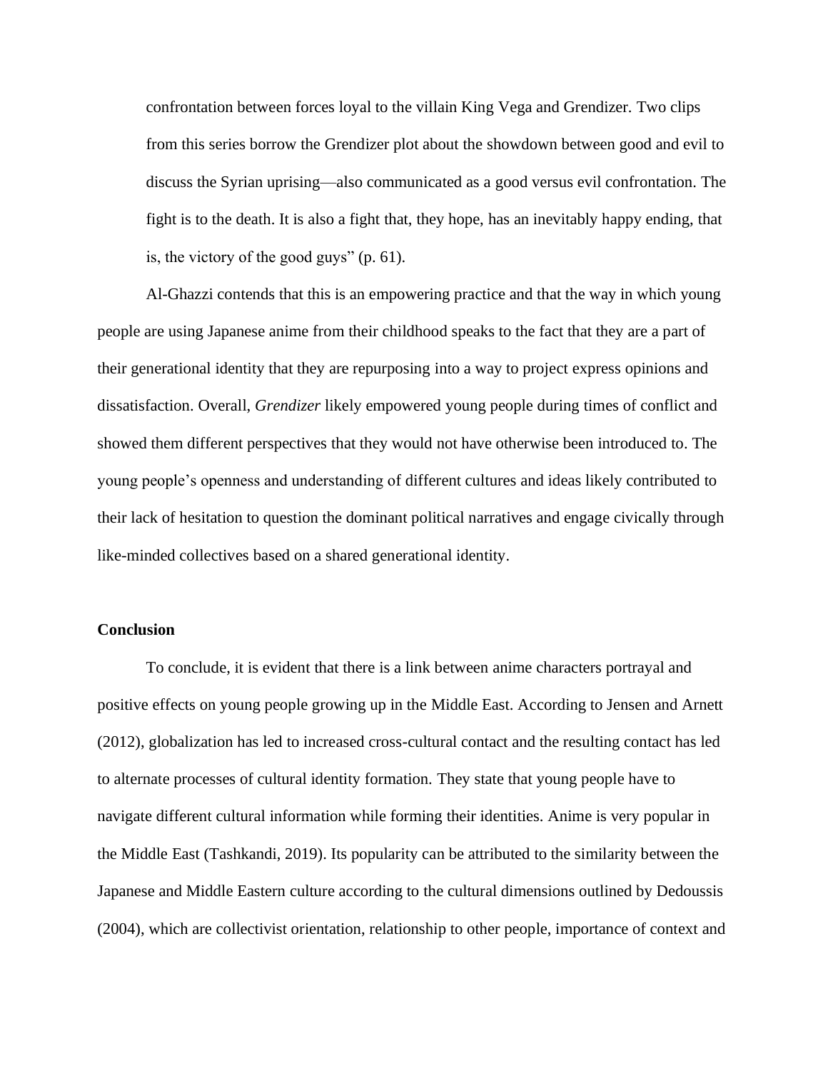confrontation between forces loyal to the villain King Vega and Grendizer. Two clips from this series borrow the Grendizer plot about the showdown between good and evil to discuss the Syrian uprising—also communicated as a good versus evil confrontation. The fight is to the death. It is also a fight that, they hope, has an inevitably happy ending, that is, the victory of the good guys" (p. 61).

Al-Ghazzi contends that this is an empowering practice and that the way in which young people are using Japanese anime from their childhood speaks to the fact that they are a part of their generational identity that they are repurposing into a way to project express opinions and dissatisfaction. Overall, *Grendizer* likely empowered young people during times of conflict and showed them different perspectives that they would not have otherwise been introduced to. The young people's openness and understanding of different cultures and ideas likely contributed to their lack of hesitation to question the dominant political narratives and engage civically through like-minded collectives based on a shared generational identity.

**Conclusion**

To conclude, it is evident that there is a link between anime characters portrayal and positive effects on young people growing up in the Middle East. According to Jensen and Arnett (2012), globalization has led to increased cross-cultural contact and the resulting contact has led to alternate processes of cultural identity formation. They state that young people have to navigate different cultural information while forming their identities. Anime is very popular in the Middle East (Tashkandi, 2019). Its popularity can be attributed to the similarity between the Japanese and Middle Eastern culture according to the cultural dimensions outlined by Dedoussis (2004), which are collectivist orientation, relationship to other people, importance of context and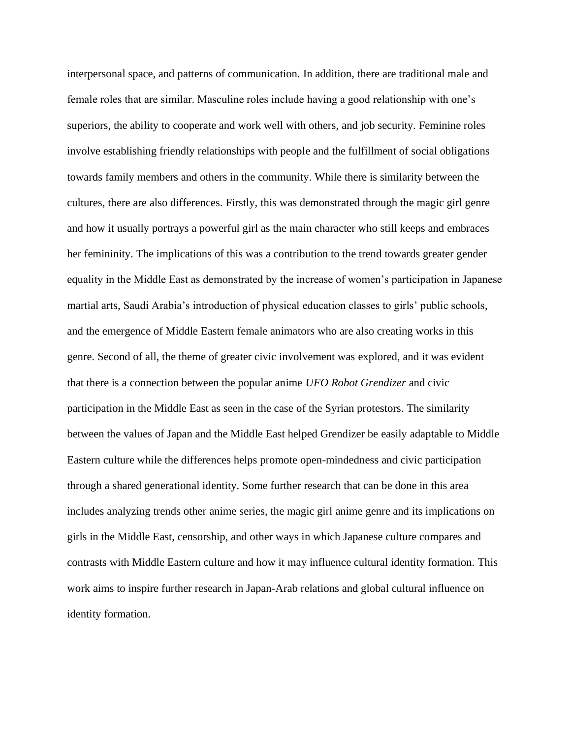interpersonal space, and patterns of communication. In addition, there are traditional male and female roles that are similar. Masculine roles include having a good relationship with one's superiors, the ability to cooperate and work well with others, and job security. Feminine roles involve establishing friendly relationships with people and the fulfillment of social obligations towards family members and others in the community. While there is similarity between the cultures, there are also differences. Firstly, this was demonstrated through the magic girl genre and how it usually portrays a powerful girl as the main character who still keeps and embraces her femininity. The implications of this was a contribution to the trend towards greater gender equality in the Middle East as demonstrated by the increase of women's participation in Japanese martial arts, Saudi Arabia's introduction of physical education classes to girls' public schools, and the emergence of Middle Eastern female animators who are also creating works in this genre. Second of all, the theme of greater civic involvement was explored, and it was evident that there is a connection between the popular anime *UFO Robot Grendizer* and civic participation in the Middle East as seen in the case of the Syrian protestors. The similarity between the values of Japan and the Middle East helped Grendizer be easily adaptable to Middle Eastern culture while the differences helps promote open-mindedness and civic participation through a shared generational identity. Some further research that can be done in this area includes analyzing trends other anime series, the magic girl anime genre and its implications on girls in the Middle East, censorship, and other ways in which Japanese culture compares and contrasts with Middle Eastern culture and how it may influence cultural identity formation. This work aims to inspire further research in Japan-Arab relations and global cultural influence on identity formation.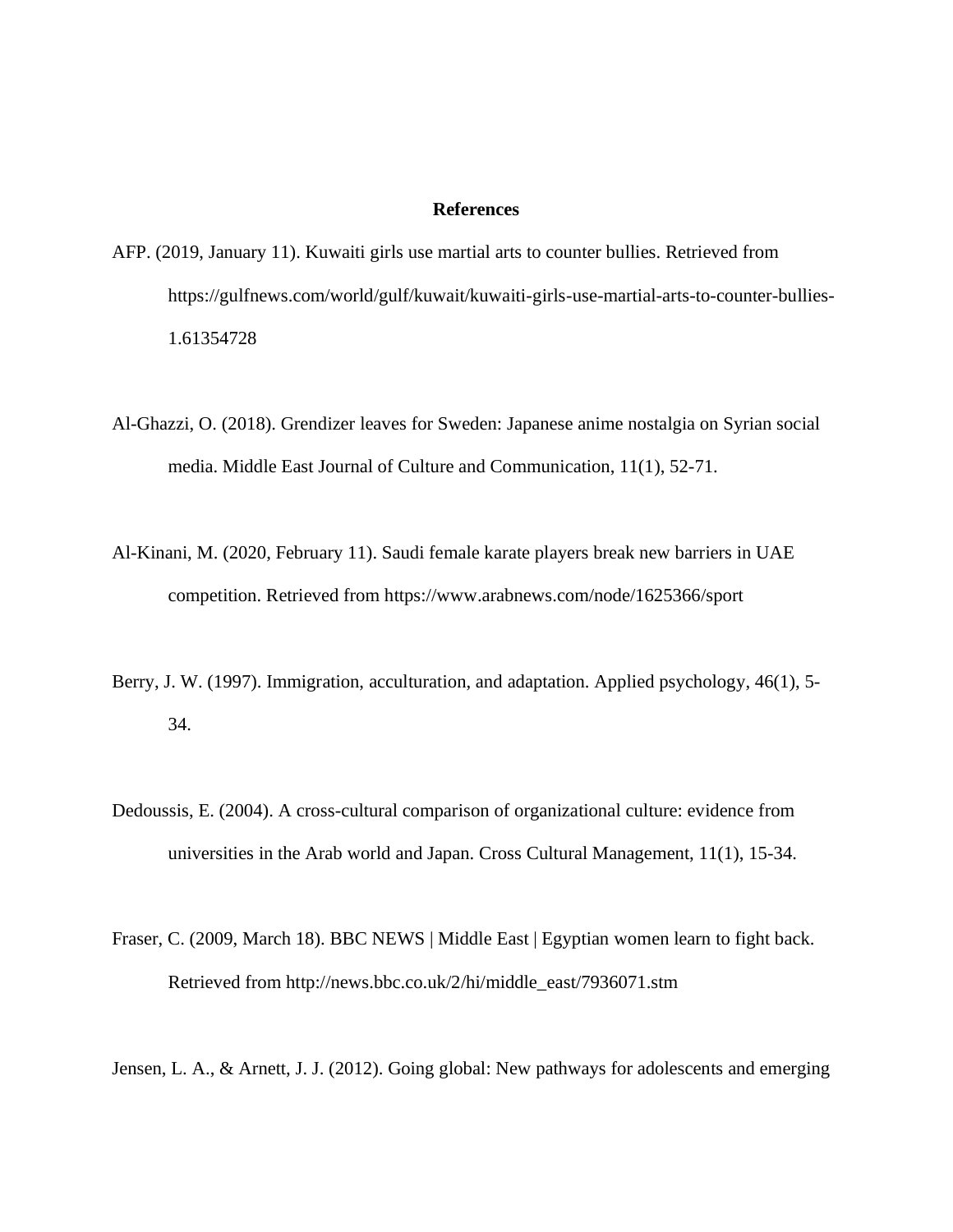## References

AFP. (2019, January 11). Kuwaiti girls use martial arts to counter bullies. Retrieved from https://gulfnews.com/world/gulf/kuwait/kuwaiti-girls-use-martial-arts-to-counter-bullies-1.61354728

Al-Ghazzi, O. (2018). Grendizer leaves for Sweden: Japanese anime nostalgia on Syrian social media. Middle East Journal of Culture and Communication, 11(1), 52-71.

Al-Kinani, M. (2020, February 11). Saudi female karate players break new barriers in UAE competition. Retrieved from https://www.arabnews.com/node/1625366/sport

Berry, J. W. (1997). Immigration, acculturation, and adaptation. Applied psychology, 46(1), 5-34.

Dedoussis, E. (2004). A cross-cultural comparison of organizational culture: evidence from universities in the Arab world and Japan. Cross Cultural Management, 11(1), 15-34.

Fraser, C. (2009, March 18). BBC NEWS | Middle East | Egyptian women learn to fight back. Retrieved from http://news.bbc.co.uk/2/hi/middle_east/7936071.stm

Jensen, L. A., & Arnett, J. J. (2012). Going global: New pathways for adolescents and emerging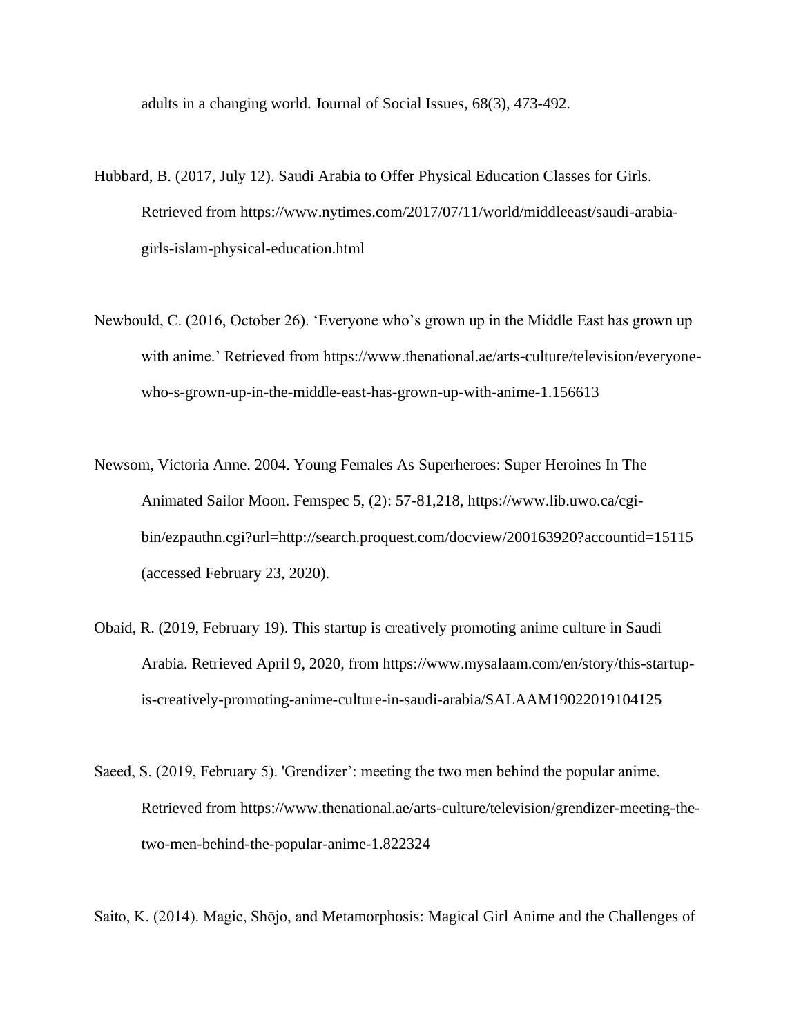adults in a changing world. Journal of Social Issues, 68(3), 473-492.

Hubbard, B. (2017, July 12). Saudi Arabia to Offer Physical Education Classes for Girls. Retrieved from https://www.nytimes.com/2017/07/11/world/middleeast/saudi-arabia-girls-islam-physical-education.html

Newbould, C. (2016, October 26). 'Everyone who's grown up in the Middle East has grown up with anime.' Retrieved from https://www.thenational.ae/arts-culture/television/everyone-who-s-grown-up-in-the-middle-east-has-grown-up-with-anime-1.156613

Newsom, Victoria Anne. 2004. Young Females As Superheroes: Super Heroines In The Animated Sailor Moon. Femspec 5, (2): 57-81,218, https://www.lib.uwo.ca/cgi-bin/ezpauthn.cgi?url=http://search.proquest.com/docview/200163920?accountid=15115 (accessed February 23, 2020).

Obaid, R. (2019, February 19). This startup is creatively promoting anime culture in Saudi Arabia. Retrieved April 9, 2020, from https://www.mysalaam.com/en/story/this-startup-is-creatively-promoting-anime-culture-in-saudi-arabia/SALAAM19022019104125

Saeed, S. (2019, February 5). 'Grendizer': meeting the two men behind the popular anime. Retrieved from https://www.thenational.ae/arts-culture/television/grendizer-meeting-the-two-men-behind-the-popular-anime-1.822324

Saito, K. (2014). Magic, Shōjo, and Metamorphosis: Magical Girl Anime and the Challenges of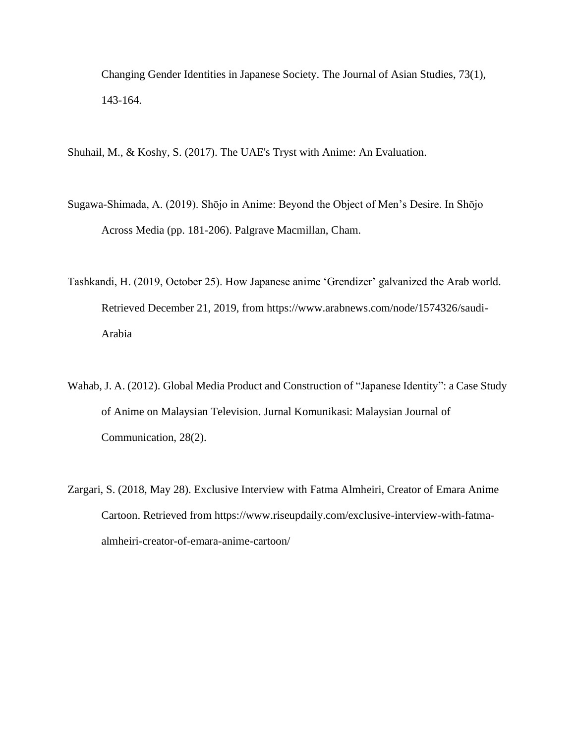Changing Gender Identities in Japanese Society. The Journal of Asian Studies, 73(1), 143-164.

Shuhail, M., & Koshy, S. (2017). The UAE's Tryst with Anime: An Evaluation.

Sugawa-Shimada, A. (2019). Shōjo in Anime: Beyond the Object of Men's Desire. In Shōjo Across Media (pp. 181-206). Palgrave Macmillan, Cham.

Tashkandi, H. (2019, October 25). How Japanese anime 'Grendizer' galvanized the Arab world. Retrieved December 21, 2019, from https://www.arabnews.com/node/1574326/saudi-Arabia

Wahab, J. A. (2012). Global Media Product and Construction of "Japanese Identity": a Case Study of Anime on Malaysian Television. Jurnal Komunikasi: Malaysian Journal of Communication, 28(2).

Zargari, S. (2018, May 28). Exclusive Interview with Fatma Almheiri, Creator of Emara Anime Cartoon. Retrieved from https://www.riseupdaily.com/exclusive-interview-with-fatma-almheiri-creator-of-emara-anime-cartoon/